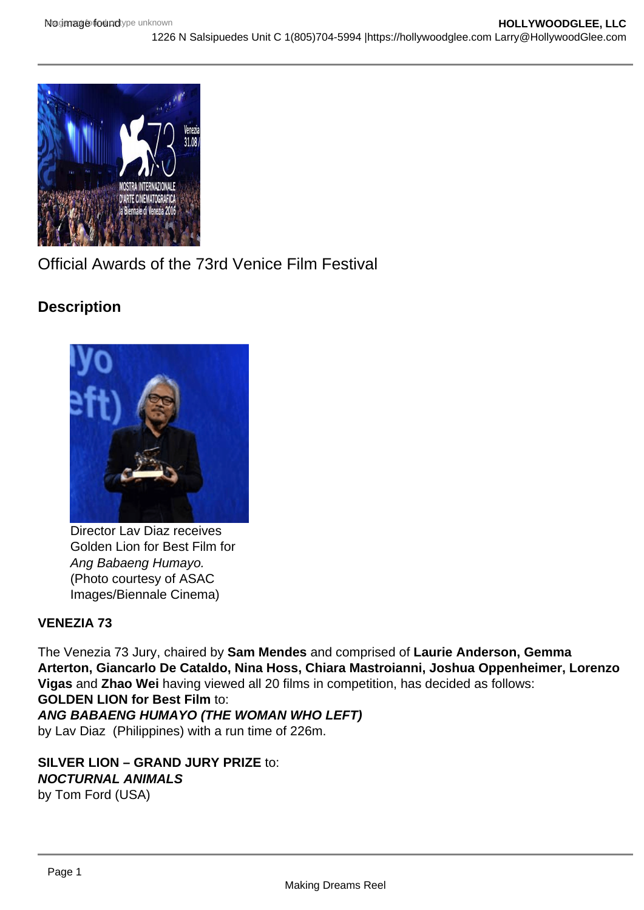# Official Awards of the 73rd Venice Film Festival

## Description

Director Lav Diaz receives Golden Lion for Best Film for *Ang Babaeng Humayo.* (Photo courtesy of ASAC Images/Biennale Cinema)

**VENEZIA 73**

The Venezia 73 Jury, chaired by **Sam Mendes** and comprised of **Laurie Anderson, Gemma Arterton, Giancarlo De Cataldo, Nina Hoss, Chiara Mastroianni, Joshua Oppenheimer, Lorenzo Vigas** and **Zhao Wei** having viewed all 20 films in competition, has decided as follows:
**GOLDEN LION for Best Film** to:
***ANG BABAENG HUMAYO (THE WOMAN WHO LEFT)***
by Lav Diaz (Philippines) with a run time of 226m.

**SILVER LION – GRAND JURY PRIZE** to:
***NOCTURNAL ANIMALS***
by Tom Ford (USA)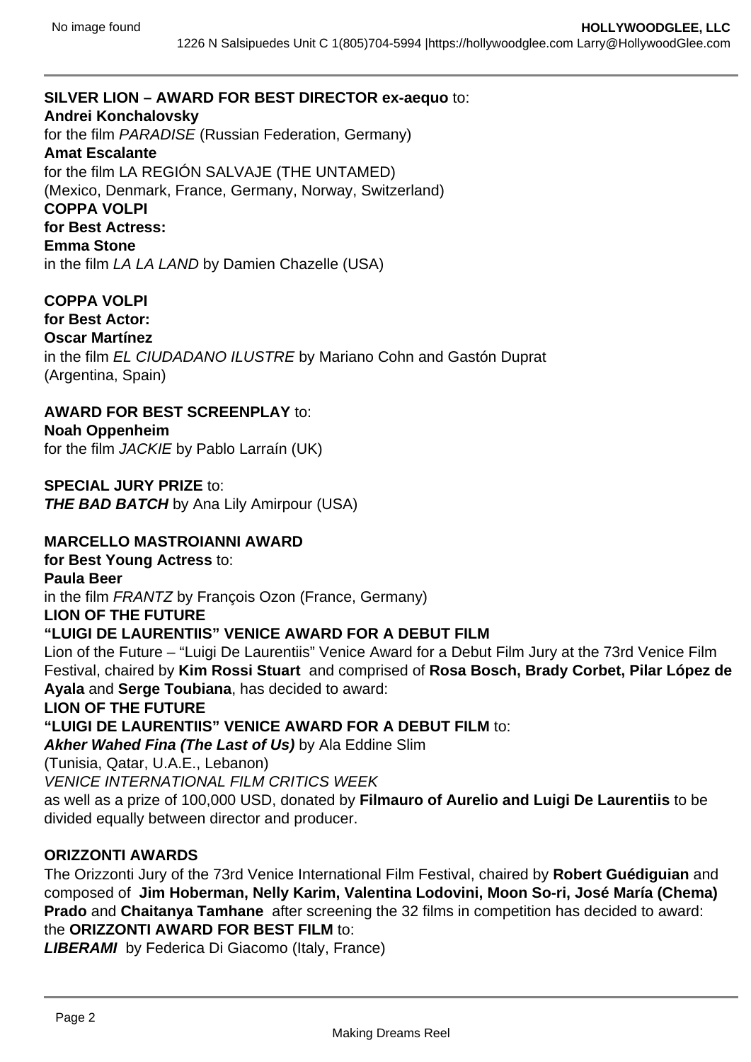**SILVER LION – AWARD FOR BEST DIRECTOR ex-aequo** to:
**Andrei Konchalovsky**
for the film *PARADISE* (Russian Federation, Germany)
**Amat Escalante**
for the film LA REGIÓN SALVAJE (THE UNTAMED)
(Mexico, Denmark, France, Germany, Norway, Switzerland)
**COPPA VOLPI**
**for Best Actress:**
**Emma Stone**
in the film *LA LA LAND* by Damien Chazelle (USA)

**COPPA VOLPI**
**for Best Actor:**
**Oscar Martínez**
in the film *EL CIUDADANO ILUSTRE* by Mariano Cohn and Gastón Duprat
(Argentina, Spain)

**AWARD FOR BEST SCREENPLAY** to:
**Noah Oppenheim**
for the film *JACKIE* by Pablo Larraín (UK)

**SPECIAL JURY PRIZE** to:
***THE BAD BATCH*** by Ana Lily Amirpour (USA)

**MARCELLO MASTROIANNI AWARD**
**for Best Young Actress** to:
**Paula Beer**
in the film *FRANTZ* by François Ozon (France, Germany)
**LION OF THE FUTURE**
**"LUIGI DE LAURENTIIS" VENICE AWARD FOR A DEBUT FILM**
Lion of the Future – "Luigi De Laurentiis" Venice Award for a Debut Film Jury at the 73rd Venice Film Festival, chaired by **Kim Rossi Stuart** and comprised of **Rosa Bosch, Brady Corbet, Pilar López de Ayala** and **Serge Toubiana**, has decided to award:
**LION OF THE FUTURE**
**"LUIGI DE LAURENTIIS" VENICE AWARD FOR A DEBUT FILM** to:
***Akher Wahed Fina (The Last of Us)*** by Ala Eddine Slim
(Tunisia, Qatar, U.A.E., Lebanon)
*VENICE INTERNATIONAL FILM CRITICS WEEK*
as well as a prize of 100,000 USD, donated by **Filmauro of Aurelio and Luigi De Laurentiis** to be divided equally between director and producer.

**ORIZZONTI AWARDS**
The Orizzonti Jury of the 73rd Venice International Film Festival, chaired by **Robert Guédiguian** and composed of **Jim Hoberman, Nelly Karim, Valentina Lodovini, Moon So-ri, José María (Chema) Prado** and **Chaitanya Tamhane** after screening the 32 films in competition has decided to award:
the **ORIZZONTI AWARD FOR BEST FILM** to:
***LIBERAMI*** by Federica Di Giacomo (Italy, France)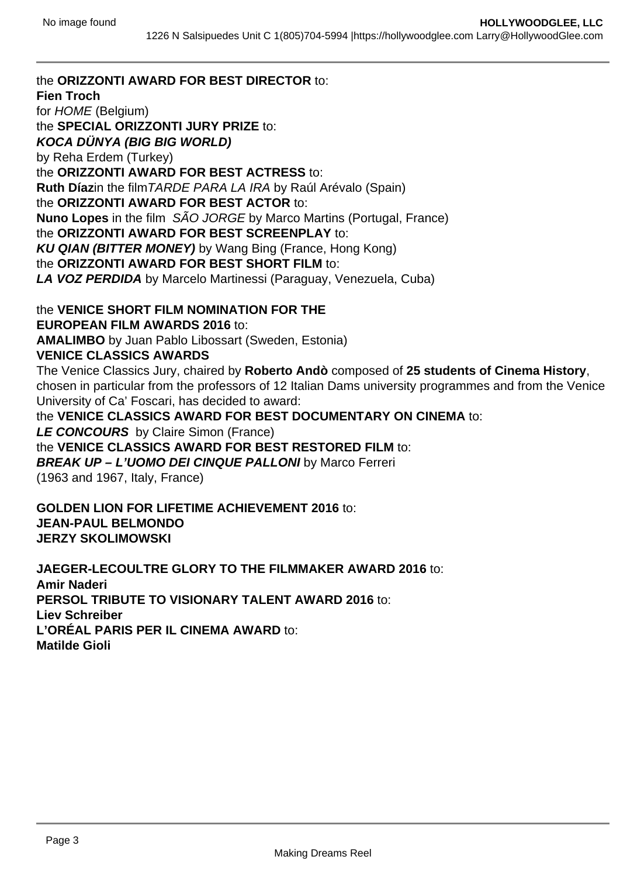the **ORIZZONTI AWARD FOR BEST DIRECTOR** to:
**Fien Troch**
for *HOME* (Belgium)
the **SPECIAL ORIZZONTI JURY PRIZE** to:
***KOCA DÜNYA (BIG BIG WORLD)***
by Reha Erdem (Turkey)
the **ORIZZONTI AWARD FOR BEST ACTRESS** to:
**Ruth Díaz**in the film*TARDE PARA LA IRA* by Raúl Arévalo (Spain)
the **ORIZZONTI AWARD FOR BEST ACTOR** to:
**Nuno Lopes** in the film *SÃO JORGE* by Marco Martins (Portugal, France)
the **ORIZZONTI AWARD FOR BEST SCREENPLAY** to:
***KU QIAN (BITTER MONEY)*** by Wang Bing (France, Hong Kong)
the **ORIZZONTI AWARD FOR BEST SHORT FILM** to:
***LA VOZ PERDIDA*** by Marcelo Martinessi (Paraguay, Venezuela, Cuba)

the **VENICE SHORT FILM NOMINATION FOR THE EUROPEAN FILM AWARDS 2016** to:
**AMALIMBO** by Juan Pablo Libossart (Sweden, Estonia)
**VENICE CLASSICS AWARDS**
The Venice Classics Jury, chaired by **Roberto Andò** composed of **25 students of Cinema History**, chosen in particular from the professors of 12 Italian Dams university programmes and from the Venice University of Ca' Foscari, has decided to award:
the **VENICE CLASSICS AWARD FOR BEST DOCUMENTARY ON CINEMA** to:
***LE CONCOURS*** by Claire Simon (France)
the **VENICE CLASSICS AWARD FOR BEST RESTORED FILM** to:
***BREAK UP – L'UOMO DEI CINQUE PALLONI*** by Marco Ferreri
(1963 and 1967, Italy, France)

**GOLDEN LION FOR LIFETIME ACHIEVEMENT 2016** to:
**JEAN-PAUL BELMONDO**
**JERZY SKOLIMOWSKI**

**JAEGER-LECOULTRE GLORY TO THE FILMMAKER AWARD 2016** to:
**Amir Naderi**
**PERSOL TRIBUTE TO VISIONARY TALENT AWARD 2016** to:
**Liev Schreiber**
**L'ORÉAL PARIS PER IL CINEMA AWARD** to:
**Matilde Gioli**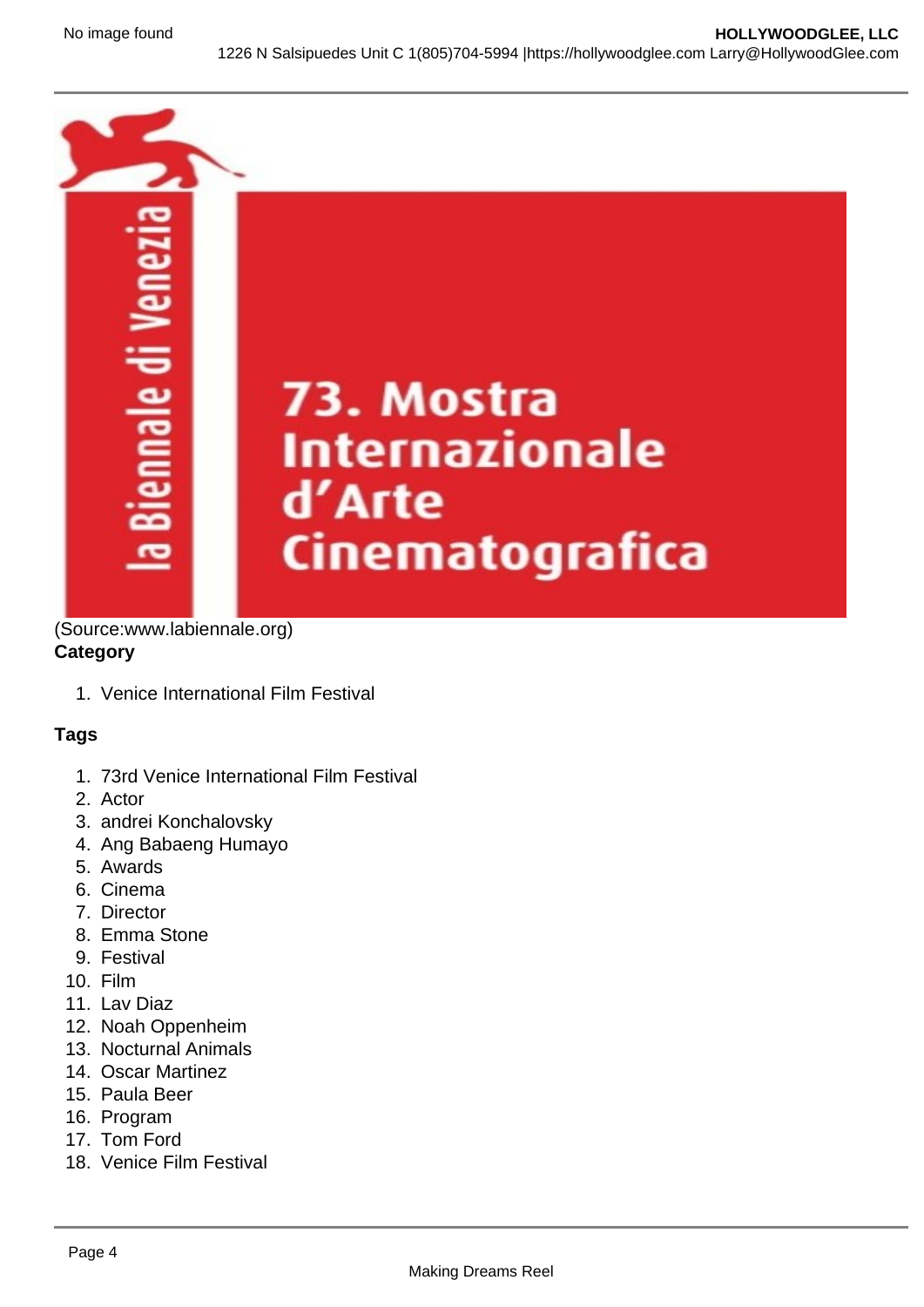(Source:www.labiennale.org)

**Category**

1. Venice International Film Festival

**Tags**

1. 73rd Venice International Film Festival
2. Actor
3. andrei Konchalovsky
4. Ang Babaeng Humayo
5. Awards
6. Cinema
7. Director
8. Emma Stone
9. Festival
10. Film
11. Lav Diaz
12. Noah Oppenheim
13. Nocturnal Animals
14. Oscar Martinez
15. Paula Beer
16. Program
17. Tom Ford
18. Venice Film Festival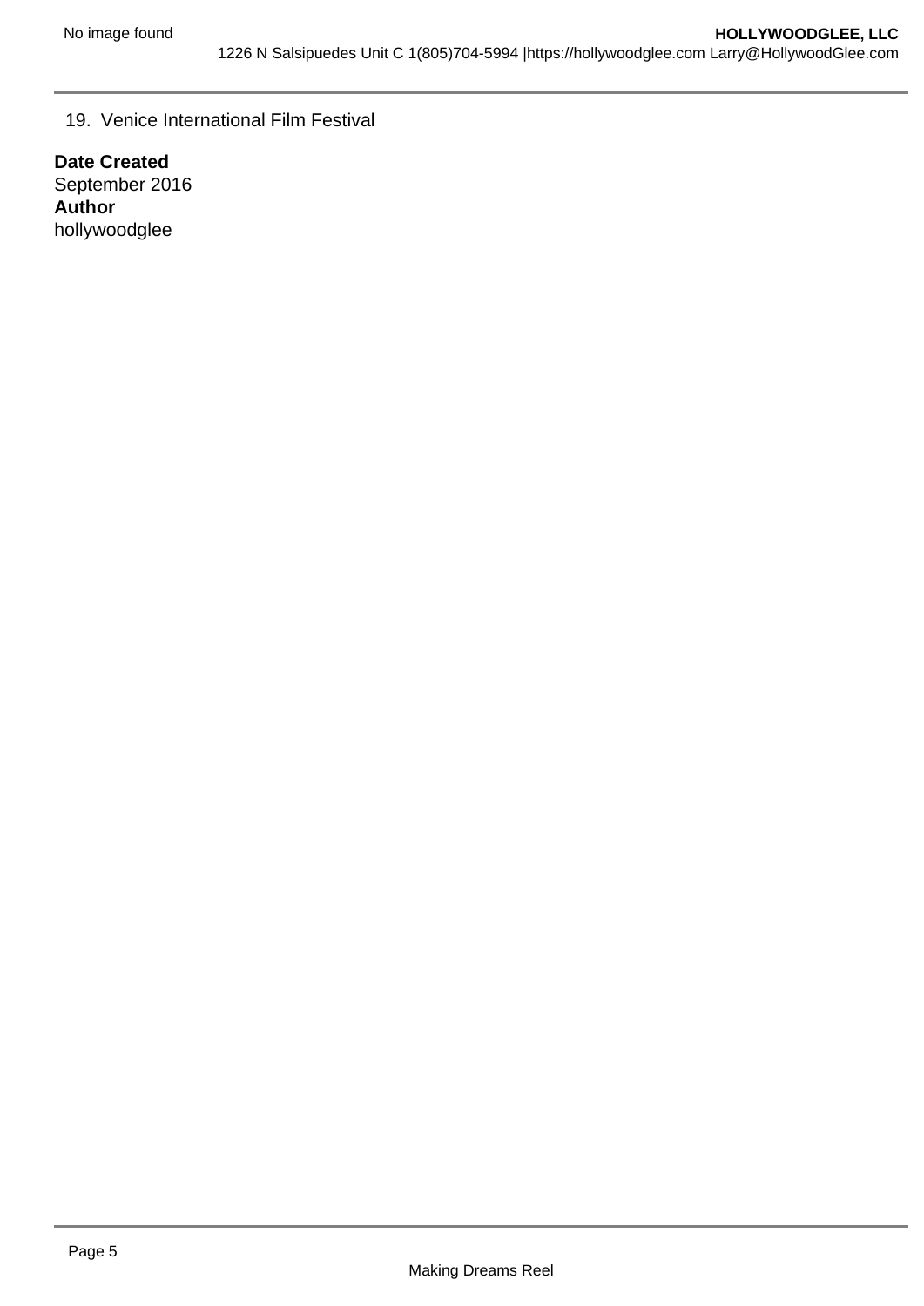19. Venice International Film Festival

**Date Created**
September 2016
**Author**
hollywoodglee